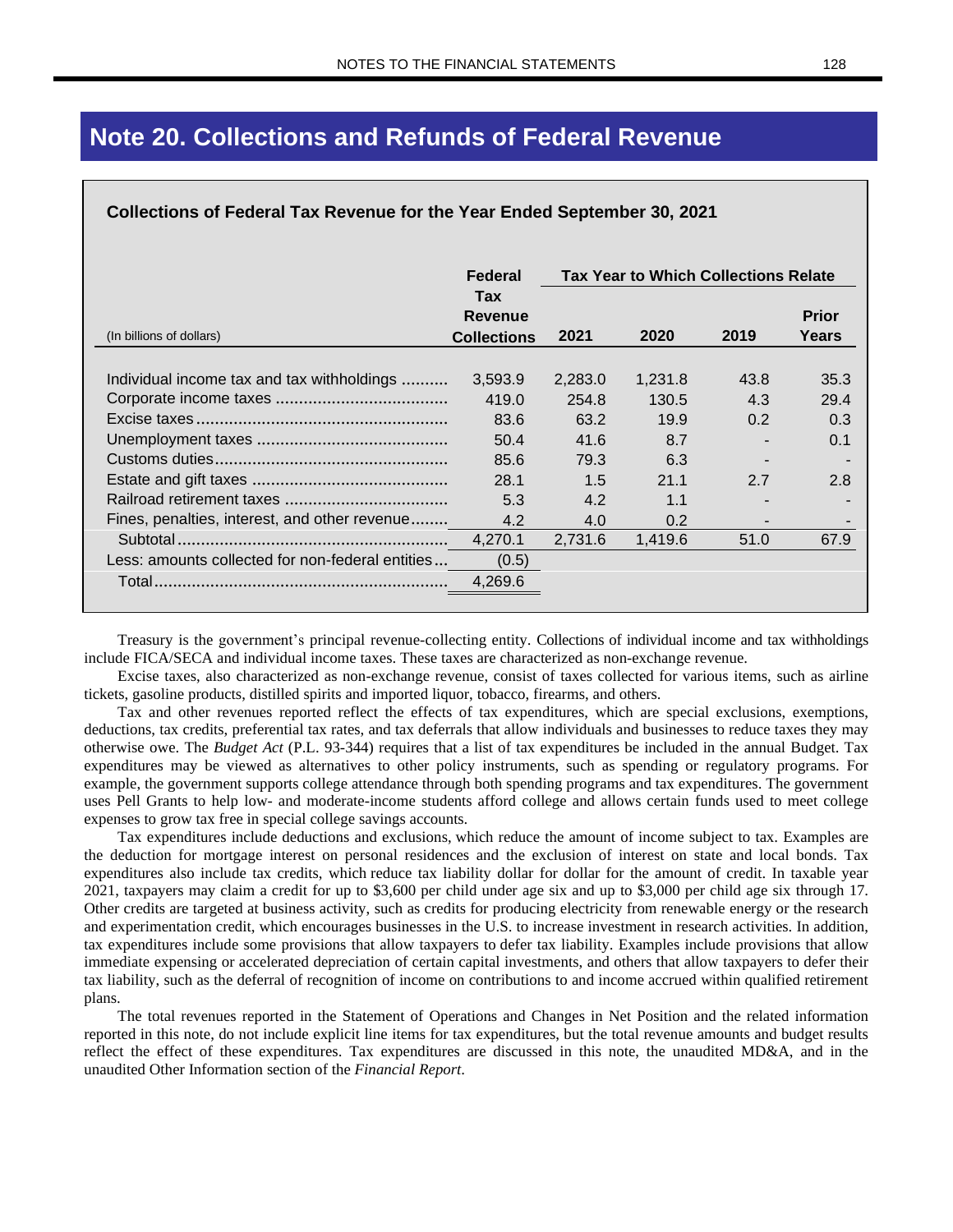# Note 20. Collections and Refunds of Federal Revenue

**Collections of Federal Tax Revenue for the Year Ended September 30, 2021**

| (In billions of dollars) | Federal Tax Revenue Collections | Tax Year to Which Collections Relate | | | |
|---|---|---|---|---|---|
| | | 2021 | 2020 | 2019 | Prior Years |
| Individual income tax and tax withholdings | 3,593.9 | 2,283.0 | 1,231.8 | 43.8 | 35.3 |
| Corporate income taxes | 419.0 | 254.8 | 130.5 | 4.3 | 29.4 |
| Excise taxes | 83.6 | 63.2 | 19.9 | 0.2 | 0.3 |
| Unemployment taxes | 50.4 | 41.6 | 8.7 | - | 0.1 |
| Customs duties | 85.6 | 79.3 | 6.3 | - | - |
| Estate and gift taxes | 28.1 | 1.5 | 21.1 | 2.7 | 2.8 |
| Railroad retirement taxes | 5.3 | 4.2 | 1.1 | - | - |
| Fines, penalties, interest, and other revenue | 4.2 | 4.0 | 0.2 | - | - |
| Subtotal | 4,270.1 | 2,731.6 | 1,419.6 | 51.0 | 67.9 |
| Less: amounts collected for non-federal entities | (0.5) | | | | |
| Total | 4,269.6 | | | | |

Treasury is the government's principal revenue-collecting entity. Collections of individual income and tax withholdings include FICA/SECA and individual income taxes. These taxes are characterized as non-exchange revenue.

Excise taxes, also characterized as non-exchange revenue, consist of taxes collected for various items, such as airline tickets, gasoline products, distilled spirits and imported liquor, tobacco, firearms, and others.

Tax and other revenues reported reflect the effects of tax expenditures, which are special exclusions, exemptions, deductions, tax credits, preferential tax rates, and tax deferrals that allow individuals and businesses to reduce taxes they may otherwise owe. The *Budget Act* (P.L. 93-344) requires that a list of tax expenditures be included in the annual Budget. Tax expenditures may be viewed as alternatives to other policy instruments, such as spending or regulatory programs. For example, the government supports college attendance through both spending programs and tax expenditures. The government uses Pell Grants to help low- and moderate-income students afford college and allows certain funds used to meet college expenses to grow tax free in special college savings accounts.

Tax expenditures include deductions and exclusions, which reduce the amount of income subject to tax. Examples are the deduction for mortgage interest on personal residences and the exclusion of interest on state and local bonds. Tax expenditures also include tax credits, which reduce tax liability dollar for dollar for the amount of credit. In taxable year 2021, taxpayers may claim a credit for up to $3,600 per child under age six and up to $3,000 per child age six through 17. Other credits are targeted at business activity, such as credits for producing electricity from renewable energy or the research and experimentation credit, which encourages businesses in the U.S. to increase investment in research activities. In addition, tax expenditures include some provisions that allow taxpayers to defer tax liability. Examples include provisions that allow immediate expensing or accelerated depreciation of certain capital investments, and others that allow taxpayers to defer their tax liability, such as the deferral of recognition of income on contributions to and income accrued within qualified retirement plans.

The total revenues reported in the Statement of Operations and Changes in Net Position and the related information reported in this note, do not include explicit line items for tax expenditures, but the total revenue amounts and budget results reflect the effect of these expenditures. Tax expenditures are discussed in this note, the unaudited MD&A, and in the unaudited Other Information section of the *Financial Report*.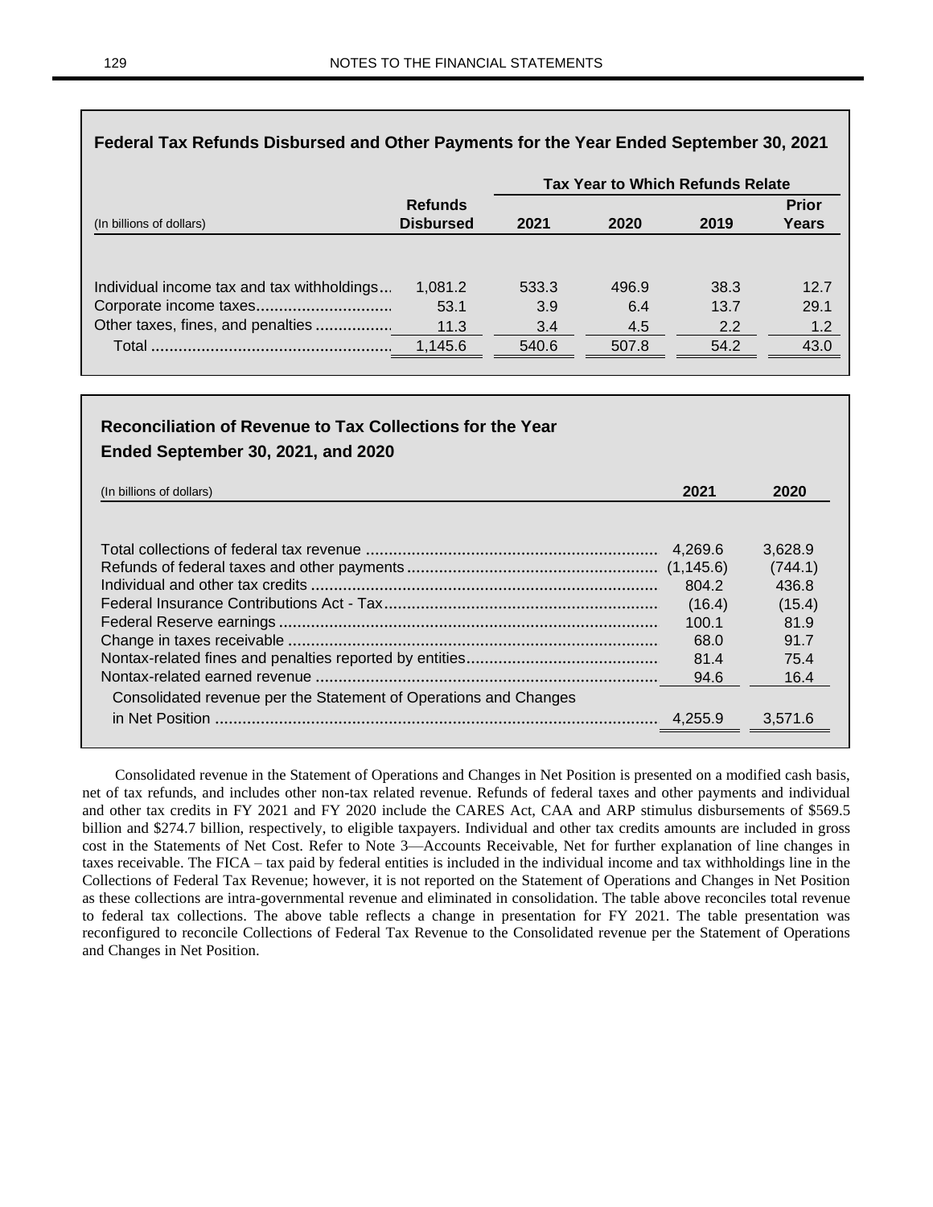### Federal Tax Refunds Disbursed and Other Payments for the Year Ended September 30, 2021

| (In billions of dollars) | Refunds Disbursed | Tax Year to Which Refunds Relate | | | |
|---|---|---|---|---|---|
| | | 2021 | 2020 | 2019 | Prior Years |
| Individual income tax and tax withholdings | 1,081.2 | 533.3 | 496.9 | 38.3 | 12.7 |
| Corporate income taxes | 53.1 | 3.9 | 6.4 | 13.7 | 29.1 |
| Other taxes, fines, and penalties | 11.3 | 3.4 | 4.5 | 2.2 | 1.2 |
| Total | 1,145.6 | 540.6 | 507.8 | 54.2 | 43.0 |

### Reconciliation of Revenue to Tax Collections for the Year Ended September 30, 2021, and 2020

| (In billions of dollars) | 2021 | 2020 |
|---|---|---|
| Total collections of federal tax revenue | 4,269.6 | 3,628.9 |
| Refunds of federal taxes and other payments | (1,145.6) | (744.1) |
| Individual and other tax credits | 804.2 | 436.8 |
| Federal Insurance Contributions Act - Tax | (16.4) | (15.4) |
| Federal Reserve earnings | 100.1 | 81.9 |
| Change in taxes receivable | 68.0 | 91.7 |
| Nontax-related fines and penalties reported by entities | 81.4 | 75.4 |
| Nontax-related earned revenue | 94.6 | 16.4 |
| Consolidated revenue per the Statement of Operations and Changes in Net Position | 4,255.9 | 3,571.6 |

Consolidated revenue in the Statement of Operations and Changes in Net Position is presented on a modified cash basis, net of tax refunds, and includes other non-tax related revenue. Refunds of federal taxes and other payments and individual and other tax credits in FY 2021 and FY 2020 include the CARES Act, CAA and ARP stimulus disbursements of $569.5 billion and $274.7 billion, respectively, to eligible taxpayers. Individual and other tax credits amounts are included in gross cost in the Statements of Net Cost. Refer to Note 3—Accounts Receivable, Net for further explanation of line changes in taxes receivable. The FICA – tax paid by federal entities is included in the individual income and tax withholdings line in the Collections of Federal Tax Revenue; however, it is not reported on the Statement of Operations and Changes in Net Position as these collections are intra-governmental revenue and eliminated in consolidation. The table above reconciles total revenue to federal tax collections. The above table reflects a change in presentation for FY 2021. The table presentation was reconfigured to reconcile Collections of Federal Tax Revenue to the Consolidated revenue per the Statement of Operations and Changes in Net Position.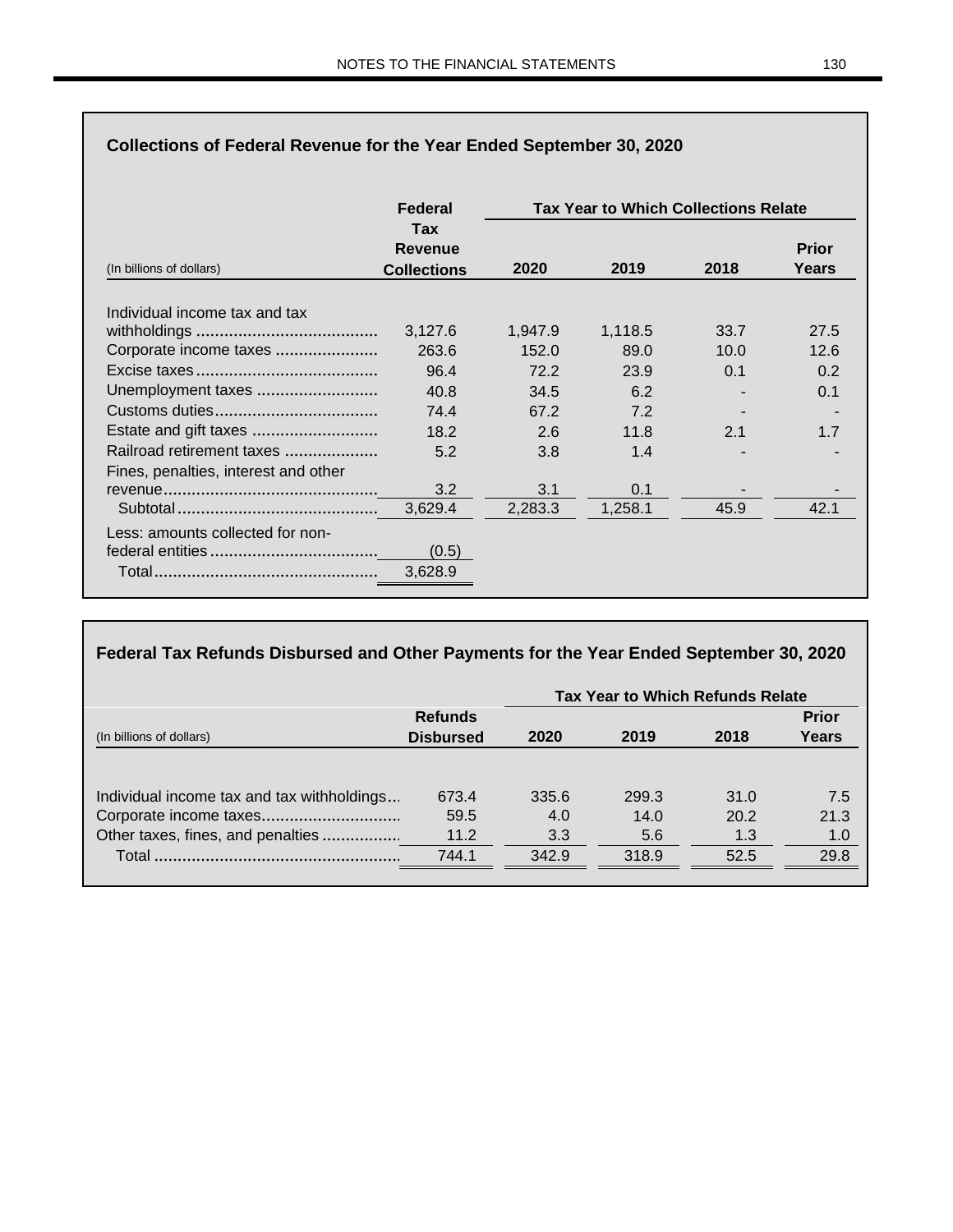### Collections of Federal Revenue for the Year Ended September 30, 2020

| (In billions of dollars) | Federal Tax Revenue Collections | Tax Year to Which Collections Relate | | | |
|---|---|---|---|---|---|
| | | 2020 | 2019 | 2018 | Prior Years |
| Individual income tax and tax withholdings | 3,127.6 | 1,947.9 | 1,118.5 | 33.7 | 27.5 |
| Corporate income taxes | 263.6 | 152.0 | 89.0 | 10.0 | 12.6 |
| Excise taxes | 96.4 | 72.2 | 23.9 | 0.1 | 0.2 |
| Unemployment taxes | 40.8 | 34.5 | 6.2 | - | 0.1 |
| Customs duties | 74.4 | 67.2 | 7.2 | - | - |
| Estate and gift taxes | 18.2 | 2.6 | 11.8 | 2.1 | 1.7 |
| Railroad retirement taxes | 5.2 | 3.8 | 1.4 | - | - |
| Fines, penalties, interest and other revenue | 3.2 | 3.1 | 0.1 | - | - |
| Subtotal | 3,629.4 | 2,283.3 | 1,258.1 | 45.9 | 42.1 |
| Less: amounts collected for non-federal entities | (0.5) | | | | |
| Total | 3,628.9 | | | | |

### Federal Tax Refunds Disbursed and Other Payments for the Year Ended September 30, 2020

| (In billions of dollars) | Refunds Disbursed | Tax Year to Which Refunds Relate | | | |
|---|---|---|---|---|---|
| | | 2020 | 2019 | 2018 | Prior Years |
| Individual income tax and tax withholdings | 673.4 | 335.6 | 299.3 | 31.0 | 7.5 |
| Corporate income taxes | 59.5 | 4.0 | 14.0 | 20.2 | 21.3 |
| Other taxes, fines, and penalties | 11.2 | 3.3 | 5.6 | 1.3 | 1.0 |
| Total | 744.1 | 342.9 | 318.9 | 52.5 | 29.8 |